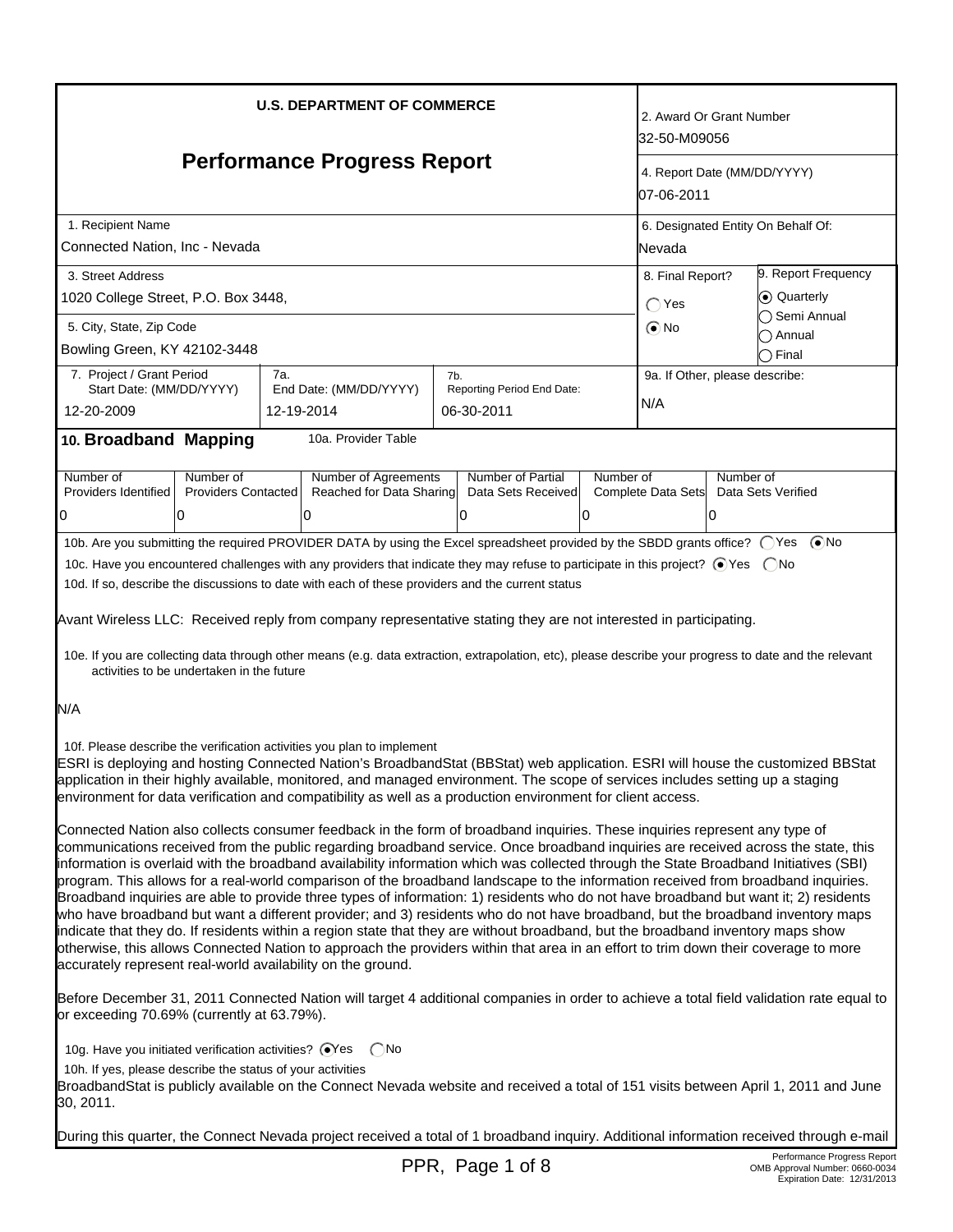**U.S. DEPARTMENT OF COMMERCE**

# Performance Progress Report

| | |
|---|---|
| 2. Award Or Grant Number | 32-50-M09056 |
| 4. Report Date (MM/DD/YYYY) | 07-06-2011 |
| 1. Recipient Name | Connected Nation, Inc - Nevada |
| 6. Designated Entity On Behalf Of: | Nevada |
| 3. Street Address | 1020 College Street, P.O. Box 3448, |
| 5. City, State, Zip Code | Bowling Green, KY 42102-3448 |
| 8. Final Report? | ◯ Yes ⦿ No |
| 9. Report Frequency | ⦿ Quarterly ◯ Semi Annual ◯ Annual ◯ Final |
| 7. Project / Grant Period Start Date: (MM/DD/YYYY) | 12-20-2009 |
| 7a. End Date: (MM/DD/YYYY) | 12-19-2014 |
| 7b. Reporting Period End Date: | 06-30-2011 |
| 9a. If Other, please describe: | N/A |

## 10. Broadband Mapping

10a. Provider Table

| Number of Providers Identified | Number of Providers Contacted | Number of Agreements Reached for Data Sharing | Number of Partial Data Sets Received | Number of Complete Data Sets | Number of Data Sets Verified |
|---|---|---|---|---|---|
| 0 | 0 | 0 | 0 | 0 | 0 |

10b. Are you submitting the required PROVIDER DATA by using the Excel spreadsheet provided by the SBDD grants office? ◯ Yes ⦿ No

10c. Have you encountered challenges with any providers that indicate they may refuse to participate in this project? ⦿ Yes ◯ No

10d. If so, describe the discussions to date with each of these providers and the current status

Avant Wireless LLC: Received reply from company representative stating they are not interested in participating.

10e. If you are collecting data through other means (e.g. data extraction, extrapolation, etc), please describe your progress to date and the relevant activities to be undertaken in the future

N/A

10f. Please describe the verification activities you plan to implement

ESRI is deploying and hosting Connected Nation's BroadbandStat (BBStat) web application. ESRI will house the customized BBStat application in their highly available, monitored, and managed environment. The scope of services includes setting up a staging environment for data verification and compatibility as well as a production environment for client access.

Connected Nation also collects consumer feedback in the form of broadband inquiries. These inquiries represent any type of communications received from the public regarding broadband service. Once broadband inquiries are received across the state, this information is overlaid with the broadband availability information which was collected through the State Broadband Initiatives (SBI) program. This allows for a real-world comparison of the broadband landscape to the information received from broadband inquiries. Broadband inquiries are able to provide three types of information: 1) residents who do not have broadband but want it; 2) residents who have broadband but want a different provider; and 3) residents who do not have broadband, but the broadband inventory maps indicate that they do. If residents within a region state that they are without broadband, but the broadband inventory maps show otherwise, this allows Connected Nation to approach the providers within that area in an effort to trim down their coverage to more accurately represent real-world availability on the ground.

Before December 31, 2011 Connected Nation will target 4 additional companies in order to achieve a total field validation rate equal to or exceeding 70.69% (currently at 63.79%).

10g. Have you initiated verification activities? ⦿ Yes ◯ No

10h. If yes, please describe the status of your activities

BroadbandStat is publicly available on the Connect Nevada website and received a total of 151 visits between April 1, 2011 and June 30, 2011.

During this quarter, the Connect Nevada project received a total of 1 broadband inquiry. Additional information received through e-mail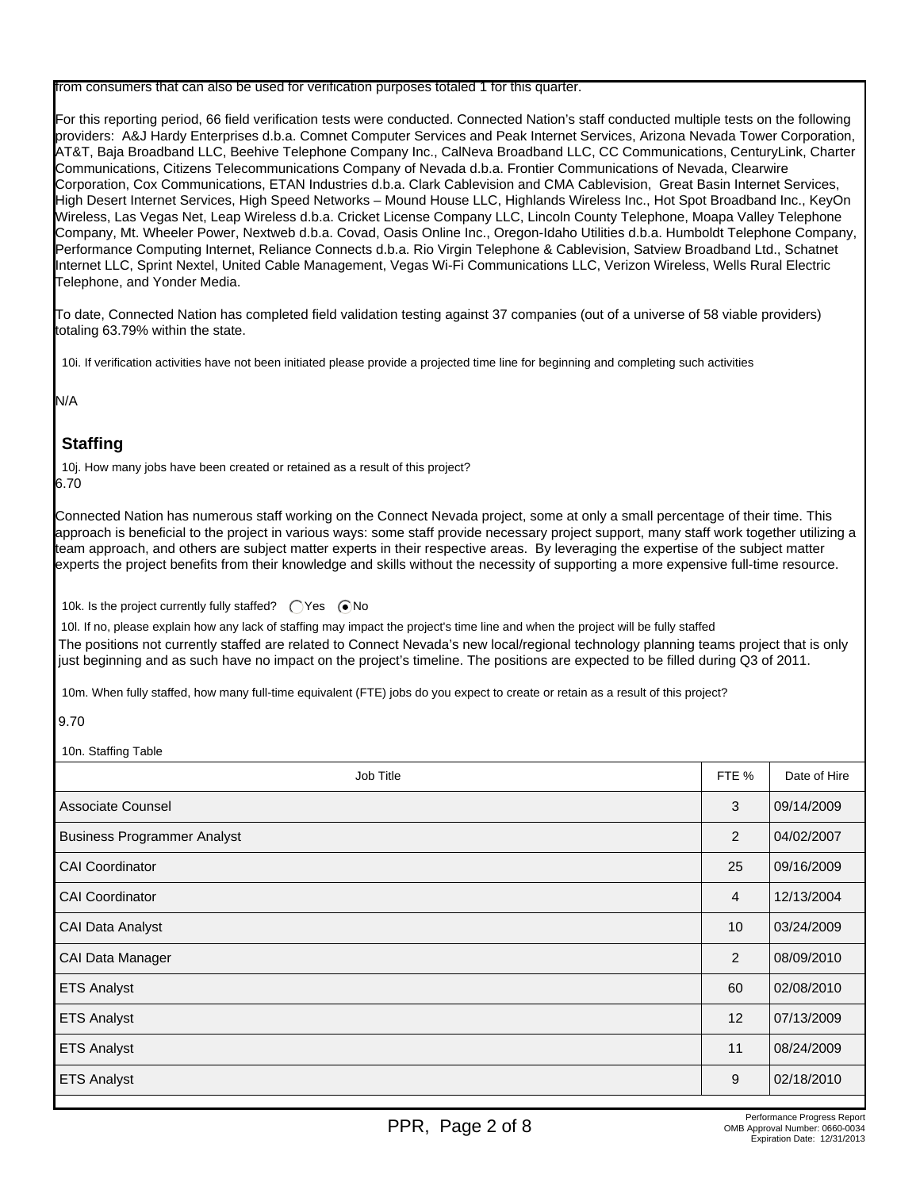from consumers that can also be used for verification purposes totaled 1 for this quarter.

For this reporting period, 66 field verification tests were conducted. Connected Nation's staff conducted multiple tests on the following providers: A&J Hardy Enterprises d.b.a. Comnet Computer Services and Peak Internet Services, Arizona Nevada Tower Corporation, AT&T, Baja Broadband LLC, Beehive Telephone Company Inc., CalNeva Broadband LLC, CC Communications, CenturyLink, Charter Communications, Citizens Telecommunications Company of Nevada d.b.a. Frontier Communications of Nevada, Clearwire Corporation, Cox Communications, ETAN Industries d.b.a. Clark Cablevision and CMA Cablevision, Great Basin Internet Services, High Desert Internet Services, High Speed Networks – Mound House LLC, Highlands Wireless Inc., Hot Spot Broadband Inc., KeyOn Wireless, Las Vegas Net, Leap Wireless d.b.a. Cricket License Company LLC, Lincoln County Telephone, Moapa Valley Telephone Company, Mt. Wheeler Power, Nextweb d.b.a. Covad, Oasis Online Inc., Oregon-Idaho Utilities d.b.a. Humboldt Telephone Company, Performance Computing Internet, Reliance Connects d.b.a. Rio Virgin Telephone & Cablevision, Satview Broadband Ltd., Schatnet Internet LLC, Sprint Nextel, United Cable Management, Vegas Wi-Fi Communications LLC, Verizon Wireless, Wells Rural Electric Telephone, and Yonder Media.

To date, Connected Nation has completed field validation testing against 37 companies (out of a universe of 58 viable providers) totaling 63.79% within the state.

10i. If verification activities have not been initiated please provide a projected time line for beginning and completing such activities

N/A

## Staffing

10j. How many jobs have been created or retained as a result of this project?

6.70

Connected Nation has numerous staff working on the Connect Nevada project, some at only a small percentage of their time. This approach is beneficial to the project in various ways: some staff provide necessary project support, many staff work together utilizing a team approach, and others are subject matter experts in their respective areas. By leveraging the expertise of the subject matter experts the project benefits from their knowledge and skills without the necessity of supporting a more expensive full-time resource.

10k. Is the project currently fully staffed? ◯ Yes ◉ No

10l. If no, please explain how any lack of staffing may impact the project's time line and when the project will be fully staffed

The positions not currently staffed are related to Connect Nevada's new local/regional technology planning teams project that is only just beginning and as such have no impact on the project's timeline. The positions are expected to be filled during Q3 of 2011.

10m. When fully staffed, how many full-time equivalent (FTE) jobs do you expect to create or retain as a result of this project?

9.70

10n. Staffing Table

| Job Title | FTE % | Date of Hire |
|---|---|---|
| Associate Counsel | 3 | 09/14/2009 |
| Business Programmer Analyst | 2 | 04/02/2007 |
| CAI Coordinator | 25 | 09/16/2009 |
| CAI Coordinator | 4 | 12/13/2004 |
| CAI Data Analyst | 10 | 03/24/2009 |
| CAI Data Manager | 2 | 08/09/2010 |
| ETS Analyst | 60 | 02/08/2010 |
| ETS Analyst | 12 | 07/13/2009 |
| ETS Analyst | 11 | 08/24/2009 |
| ETS Analyst | 9 | 02/18/2010 |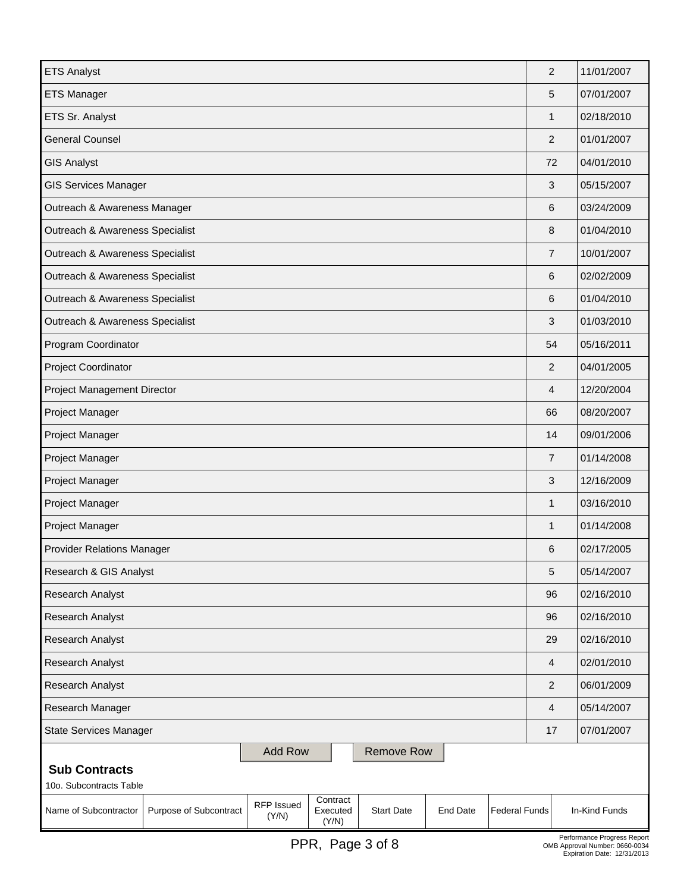| | | |
|---|---|---|
| ETS Analyst | 2 | 11/01/2007 |
| ETS Manager | 5 | 07/01/2007 |
| ETS Sr. Analyst | 1 | 02/18/2010 |
| General Counsel | 2 | 01/01/2007 |
| GIS Analyst | 72 | 04/01/2010 |
| GIS Services Manager | 3 | 05/15/2007 |
| Outreach & Awareness Manager | 6 | 03/24/2009 |
| Outreach & Awareness Specialist | 8 | 01/04/2010 |
| Outreach & Awareness Specialist | 7 | 10/01/2007 |
| Outreach & Awareness Specialist | 6 | 02/02/2009 |
| Outreach & Awareness Specialist | 6 | 01/04/2010 |
| Outreach & Awareness Specialist | 3 | 01/03/2010 |
| Program Coordinator | 54 | 05/16/2011 |
| Project Coordinator | 2 | 04/01/2005 |
| Project Management Director | 4 | 12/20/2004 |
| Project Manager | 66 | 08/20/2007 |
| Project Manager | 14 | 09/01/2006 |
| Project Manager | 7 | 01/14/2008 |
| Project Manager | 3 | 12/16/2009 |
| Project Manager | 1 | 03/16/2010 |
| Project Manager | 1 | 01/14/2008 |
| Provider Relations Manager | 6 | 02/17/2005 |
| Research & GIS Analyst | 5 | 05/14/2007 |
| Research Analyst | 96 | 02/16/2010 |
| Research Analyst | 96 | 02/16/2010 |
| Research Analyst | 29 | 02/16/2010 |
| Research Analyst | 4 | 02/01/2010 |
| Research Analyst | 2 | 06/01/2009 |
| Research Manager | 4 | 05/14/2007 |
| State Services Manager | 17 | 07/01/2007 |

Add Row | Remove Row

### Sub Contracts

10o. Subcontracts Table

| Name of Subcontractor | Purpose of Subcontract | RFP Issued (Y/N) | Contract Executed (Y/N) | Start Date | End Date | Federal Funds | In-Kind Funds |
|---|---|---|---|---|---|---|---|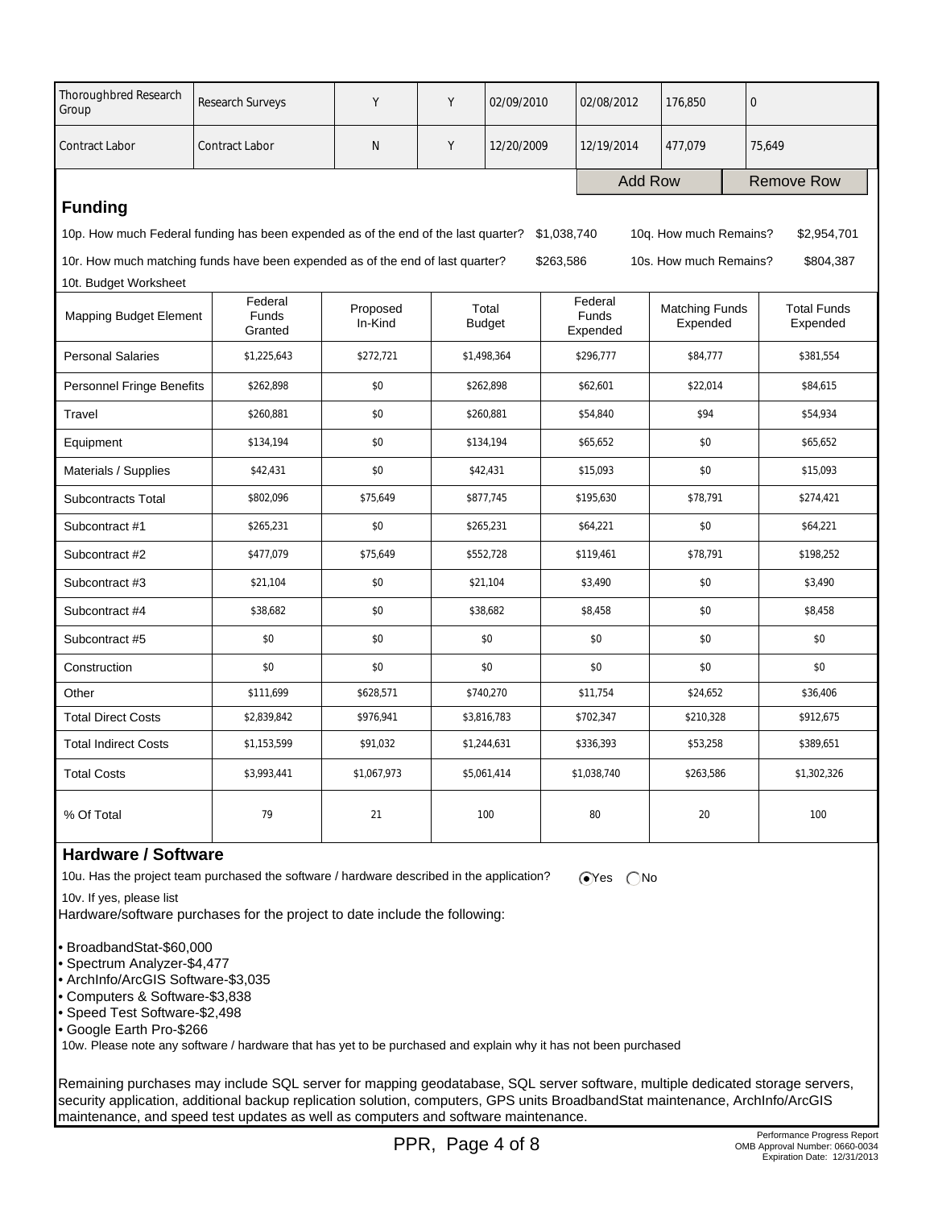| | | | | | | | |
|---|---|---|---|---|---|---|---|
| Thoroughbred Research Group | Research Surveys | Y | Y | 02/09/2010 | 02/08/2012 | 176,850 | 0 |
| Contract Labor | Contract Labor | N | Y | 12/20/2009 | 12/19/2014 | 477,079 | 75,649 |

Add Row | Remove Row

## Funding

10p. How much Federal funding has been expended as of the end of the last quarter? $1,038,740 10q. How much Remains? $2,954,701

10r. How much matching funds have been expended as of the end of last quarter? $263,586 10s. How much Remains? $804,387

10t. Budget Worksheet

| Mapping Budget Element | Federal Funds Granted | Proposed In-Kind | Total Budget | Federal Funds Expended | Matching Funds Expended | Total Funds Expended |
|---|---|---|---|---|---|---|
| Personal Salaries | $1,225,643 | $272,721 | $1,498,364 | $296,777 | $84,777 | $381,554 |
| Personnel Fringe Benefits | $262,898 | $0 | $262,898 | $62,601 | $22,014 | $84,615 |
| Travel | $260,881 | $0 | $260,881 | $54,840 | $94 | $54,934 |
| Equipment | $134,194 | $0 | $134,194 | $65,652 | $0 | $65,652 |
| Materials / Supplies | $42,431 | $0 | $42,431 | $15,093 | $0 | $15,093 |
| Subcontracts Total | $802,096 | $75,649 | $877,745 | $195,630 | $78,791 | $274,421 |
| Subcontract #1 | $265,231 | $0 | $265,231 | $64,221 | $0 | $64,221 |
| Subcontract #2 | $477,079 | $75,649 | $552,728 | $119,461 | $78,791 | $198,252 |
| Subcontract #3 | $21,104 | $0 | $21,104 | $3,490 | $0 | $3,490 |
| Subcontract #4 | $38,682 | $0 | $38,682 | $8,458 | $0 | $8,458 |
| Subcontract #5 | $0 | $0 | $0 | $0 | $0 | $0 |
| Construction | $0 | $0 | $0 | $0 | $0 | $0 |
| Other | $111,699 | $628,571 | $740,270 | $11,754 | $24,652 | $36,406 |
| Total Direct Costs | $2,839,842 | $976,941 | $3,816,783 | $702,347 | $210,328 | $912,675 |
| Total Indirect Costs | $1,153,599 | $91,032 | $1,244,631 | $336,393 | $53,258 | $389,651 |
| Total Costs | $3,993,441 | $1,067,973 | $5,061,414 | $1,038,740 | $263,586 | $1,302,326 |
| % Of Total | 79 | 21 | 100 | 80 | 20 | 100 |

## Hardware / Software

10u. Has the project team purchased the software / hardware described in the application? (•) Yes ( ) No

10v. If yes, please list

Hardware/software purchases for the project to date include the following:

- BroadbandStat-$60,000
- Spectrum Analyzer-$4,477
- ArchInfo/ArcGIS Software-$3,035
- Computers & Software-$3,838
- Speed Test Software-$2,498
- Google Earth Pro-$266

10w. Please note any software / hardware that has yet to be purchased and explain why it has not been purchased

Remaining purchases may include SQL server for mapping geodatabase, SQL server software, multiple dedicated storage servers, security application, additional backup replication solution, computers, GPS units BroadbandStat maintenance, ArchInfo/ArcGIS maintenance, and speed test updates as well as computers and software maintenance.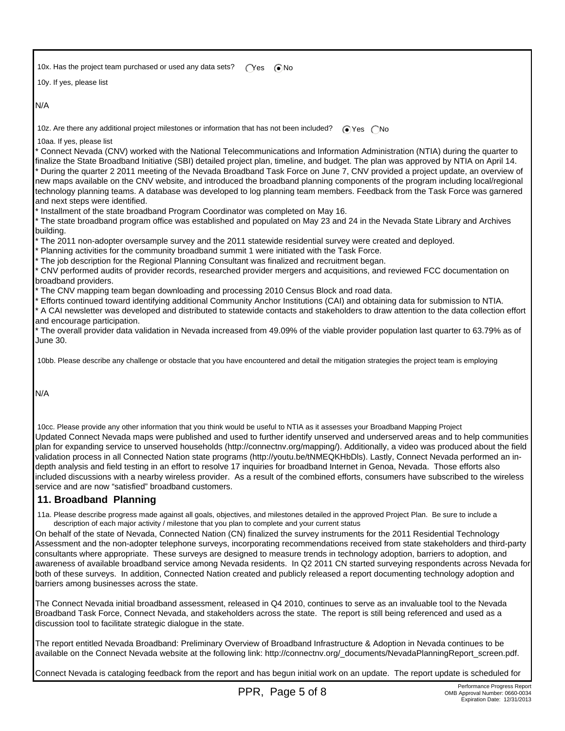10x. Has the project team purchased or used any data sets? ( ) Yes (•) No

10y. If yes, please list

N/A

10z. Are there any additional project milestones or information that has not been included? (•) Yes ( ) No

10aa. If yes, please list

* Connect Nevada (CNV) worked with the National Telecommunications and Information Administration (NTIA) during the quarter to finalize the State Broadband Initiative (SBI) detailed project plan, timeline, and budget. The plan was approved by NTIA on April 14.
* During the quarter 2 2011 meeting of the Nevada Broadband Task Force on June 7, CNV provided a project update, an overview of new maps available on the CNV website, and introduced the broadband planning components of the program including local/regional technology planning teams. A database was developed to log planning team members. Feedback from the Task Force was garnered and next steps were identified.
* Installment of the state broadband Program Coordinator was completed on May 16.
* The state broadband program office was established and populated on May 23 and 24 in the Nevada State Library and Archives building.
* The 2011 non-adopter oversample survey and the 2011 statewide residential survey were created and deployed.
* Planning activities for the community broadband summit 1 were initiated with the Task Force.
* The job description for the Regional Planning Consultant was finalized and recruitment began.
* CNV performed audits of provider records, researched provider mergers and acquisitions, and reviewed FCC documentation on broadband providers.
* The CNV mapping team began downloading and processing 2010 Census Block and road data.
* Efforts continued toward identifying additional Community Anchor Institutions (CAI) and obtaining data for submission to NTIA.
* A CAI newsletter was developed and distributed to statewide contacts and stakeholders to draw attention to the data collection effort and encourage participation.
* The overall provider data validation in Nevada increased from 49.09% of the viable provider population last quarter to 63.79% as of June 30.

10bb. Please describe any challenge or obstacle that you have encountered and detail the mitigation strategies the project team is employing

N/A

10cc. Please provide any other information that you think would be useful to NTIA as it assesses your Broadband Mapping Project

Updated Connect Nevada maps were published and used to further identify unserved and underserved areas and to help communities plan for expanding service to unserved households (http://connectnv.org/mapping/). Additionally, a video was produced about the field validation process in all Connected Nation state programs (http://youtu.be/tNMEQKHbDls). Lastly, Connect Nevada performed an in-depth analysis and field testing in an effort to resolve 17 inquiries for broadband Internet in Genoa, Nevada. Those efforts also included discussions with a nearby wireless provider. As a result of the combined efforts, consumers have subscribed to the wireless service and are now "satisfied" broadband customers.

## 11. Broadband Planning

11a. Please describe progress made against all goals, objectives, and milestones detailed in the approved Project Plan. Be sure to include a description of each major activity / milestone that you plan to complete and your current status

On behalf of the state of Nevada, Connected Nation (CN) finalized the survey instruments for the 2011 Residential Technology Assessment and the non-adopter telephone surveys, incorporating recommendations received from state stakeholders and third-party consultants where appropriate. These surveys are designed to measure trends in technology adoption, barriers to adoption, and awareness of available broadband service among Nevada residents. In Q2 2011 CN started surveying respondents across Nevada for both of these surveys. In addition, Connected Nation created and publicly released a report documenting technology adoption and barriers among businesses across the state.

The Connect Nevada initial broadband assessment, released in Q4 2010, continues to serve as an invaluable tool to the Nevada Broadband Task Force, Connect Nevada, and stakeholders across the state. The report is still being referenced and used as a discussion tool to facilitate strategic dialogue in the state.

The report entitled Nevada Broadband: Preliminary Overview of Broadband Infrastructure & Adoption in Nevada continues to be available on the Connect Nevada website at the following link: http://connectnv.org/_documents/NevadaPlanningReport_screen.pdf.

Connect Nevada is cataloging feedback from the report and has begun initial work on an update. The report update is scheduled for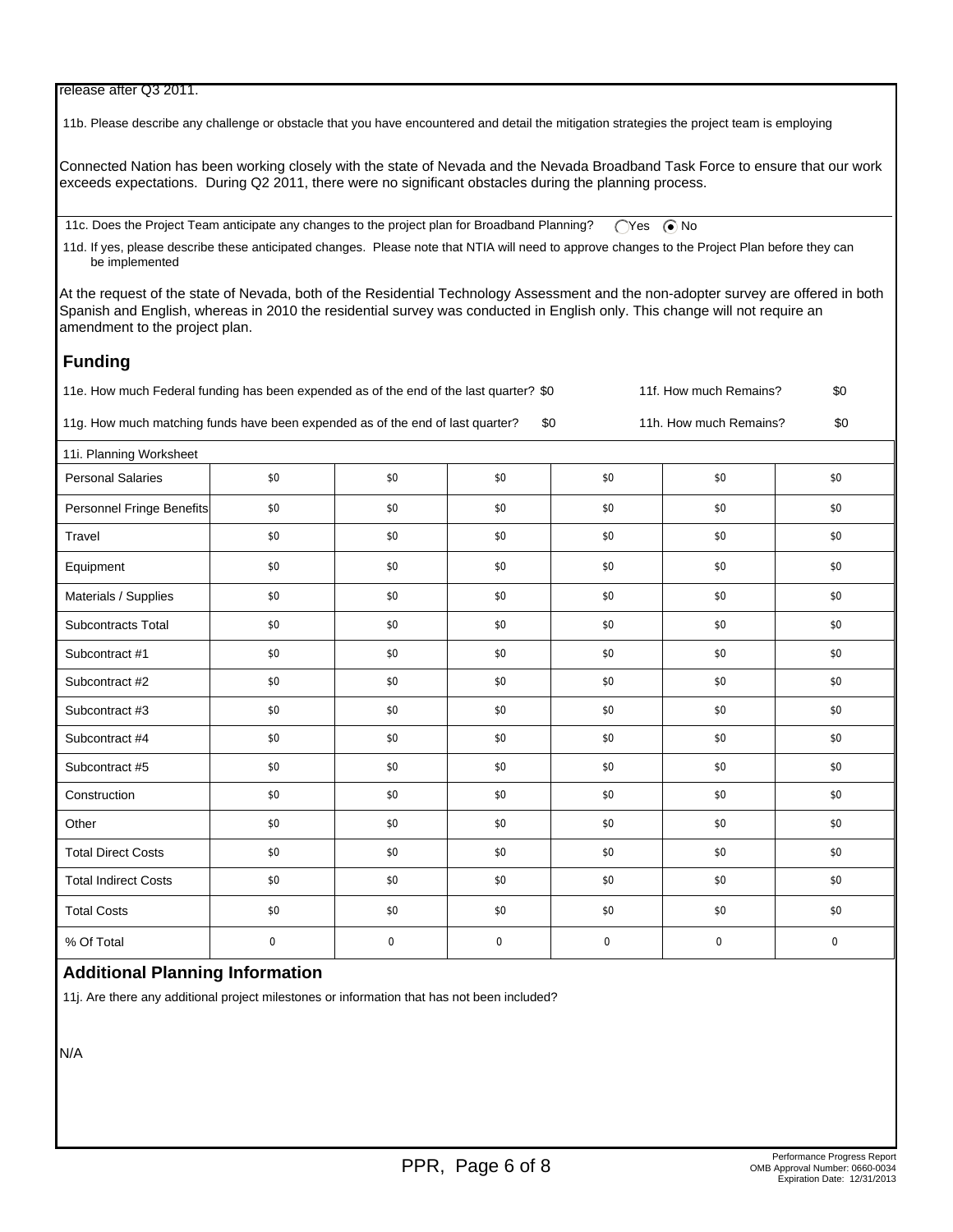release after Q3 2011.

11b. Please describe any challenge or obstacle that you have encountered and detail the mitigation strategies the project team is employing

Connected Nation has been working closely with the state of Nevada and the Nevada Broadband Task Force to ensure that our work exceeds expectations. During Q2 2011, there were no significant obstacles during the planning process.

11c. Does the Project Team anticipate any changes to the project plan for Broadband Planning? ◯ Yes ◉ No

11d. If yes, please describe these anticipated changes. Please note that NTIA will need to approve changes to the Project Plan before they can be implemented

At the request of the state of Nevada, both of the Residential Technology Assessment and the non-adopter survey are offered in both Spanish and English, whereas in 2010 the residential survey was conducted in English only. This change will not require an amendment to the project plan.

## Funding

11e. How much Federal funding has been expended as of the end of the last quarter? $0 11f. How much Remains? $0

11g. How much matching funds have been expended as of the end of last quarter? $0 11h. How much Remains? $0

| 11i. Planning Worksheet | | | | | | |
|---|---|---|---|---|---|---|
| Personal Salaries | $0 | $0 | $0 | $0 | $0 | $0 |
| Personnel Fringe Benefits | $0 | $0 | $0 | $0 | $0 | $0 |
| Travel | $0 | $0 | $0 | $0 | $0 | $0 |
| Equipment | $0 | $0 | $0 | $0 | $0 | $0 |
| Materials / Supplies | $0 | $0 | $0 | $0 | $0 | $0 |
| Subcontracts Total | $0 | $0 | $0 | $0 | $0 | $0 |
| Subcontract #1 | $0 | $0 | $0 | $0 | $0 | $0 |
| Subcontract #2 | $0 | $0 | $0 | $0 | $0 | $0 |
| Subcontract #3 | $0 | $0 | $0 | $0 | $0 | $0 |
| Subcontract #4 | $0 | $0 | $0 | $0 | $0 | $0 |
| Subcontract #5 | $0 | $0 | $0 | $0 | $0 | $0 |
| Construction | $0 | $0 | $0 | $0 | $0 | $0 |
| Other | $0 | $0 | $0 | $0 | $0 | $0 |
| Total Direct Costs | $0 | $0 | $0 | $0 | $0 | $0 |
| Total Indirect Costs | $0 | $0 | $0 | $0 | $0 | $0 |
| Total Costs | $0 | $0 | $0 | $0 | $0 | $0 |
| % Of Total | 0 | 0 | 0 | 0 | 0 | 0 |

## Additional Planning Information

11j. Are there any additional project milestones or information that has not been included?

N/A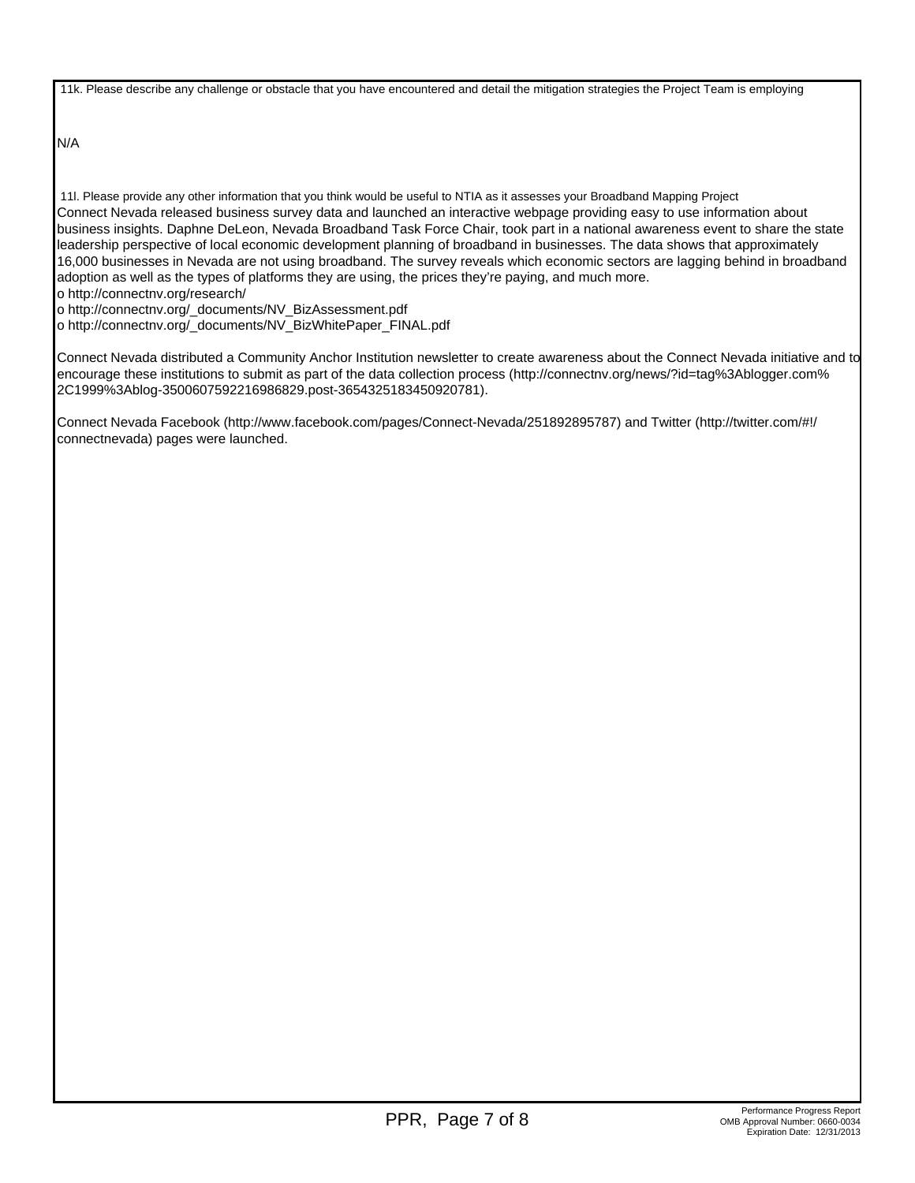11k. Please describe any challenge or obstacle that you have encountered and detail the mitigation strategies the Project Team is employing

N/A

11l. Please provide any other information that you think would be useful to NTIA as it assesses your Broadband Mapping Project

Connect Nevada released business survey data and launched an interactive webpage providing easy to use information about business insights. Daphne DeLeon, Nevada Broadband Task Force Chair, took part in a national awareness event to share the state leadership perspective of local economic development planning of broadband in businesses. The data shows that approximately 16,000 businesses in Nevada are not using broadband. The survey reveals which economic sectors are lagging behind in broadband adoption as well as the types of platforms they are using, the prices they're paying, and much more.

- http://connectnv.org/research/
- http://connectnv.org/_documents/NV_BizAssessment.pdf
- http://connectnv.org/_documents/NV_BizWhitePaper_FINAL.pdf

Connect Nevada distributed a Community Anchor Institution newsletter to create awareness about the Connect Nevada initiative and to encourage these institutions to submit as part of the data collection process (http://connectnv.org/news/?id=tag%3Ablogger.com%2C1999%3Ablog-3500607592216986829.post-3654325183450920781).

Connect Nevada Facebook (http://www.facebook.com/pages/Connect-Nevada/251892895787) and Twitter (http://twitter.com/#!/connectnevada) pages were launched.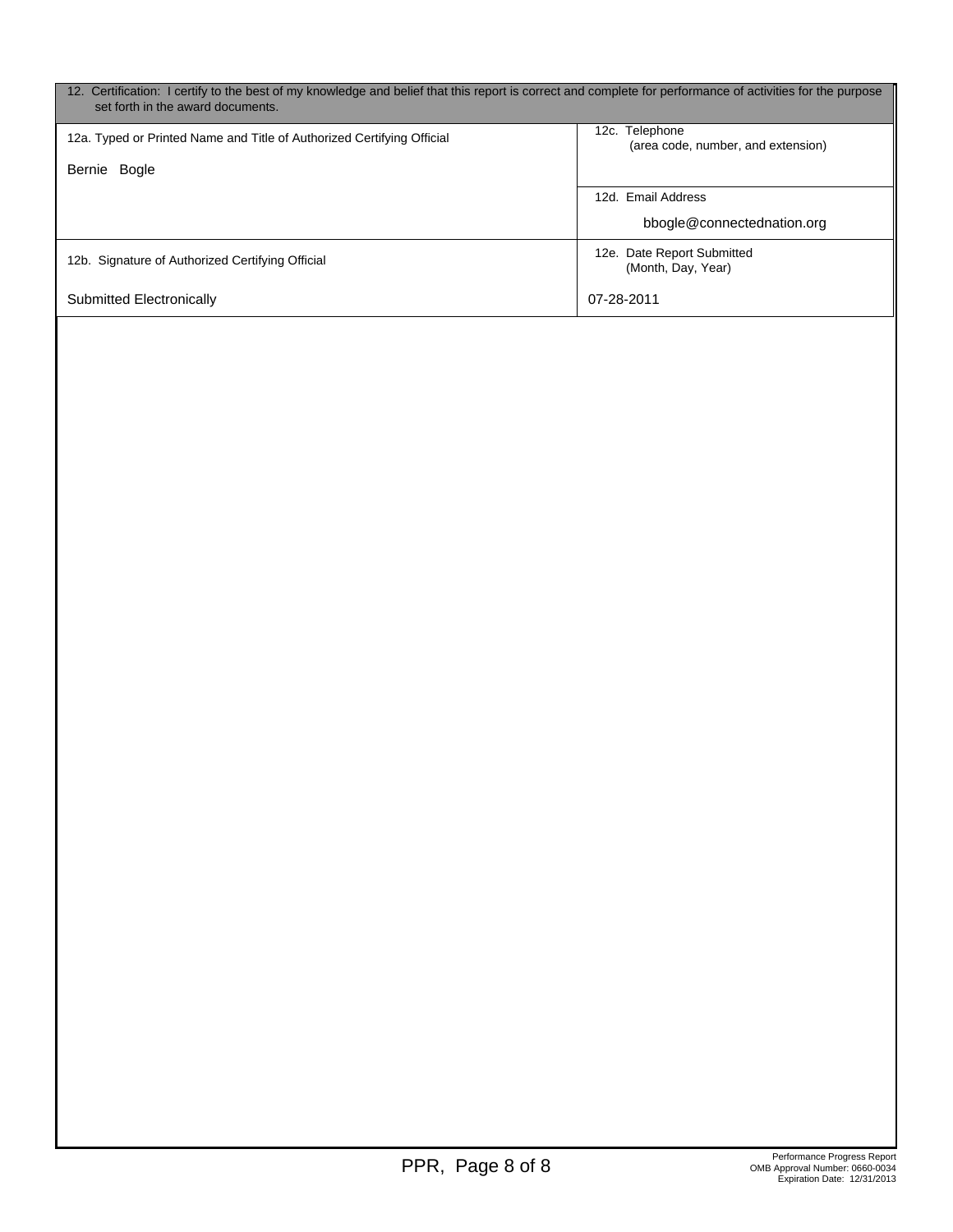12. Certification: I certify to the best of my knowledge and belief that this report is correct and complete for performance of activities for the purpose set forth in the award documents.

| | |
|---|---|
| 12a. Typed or Printed Name and Title of Authorized Certifying Official<br><br>Bernie Bogle | 12c. Telephone (area code, number, and extension) |
| | 12d. Email Address<br><br>bbogle@connectednation.org |
| 12b. Signature of Authorized Certifying Official<br><br>Submitted Electronically | 12e. Date Report Submitted (Month, Day, Year)<br><br>07-28-2011 |